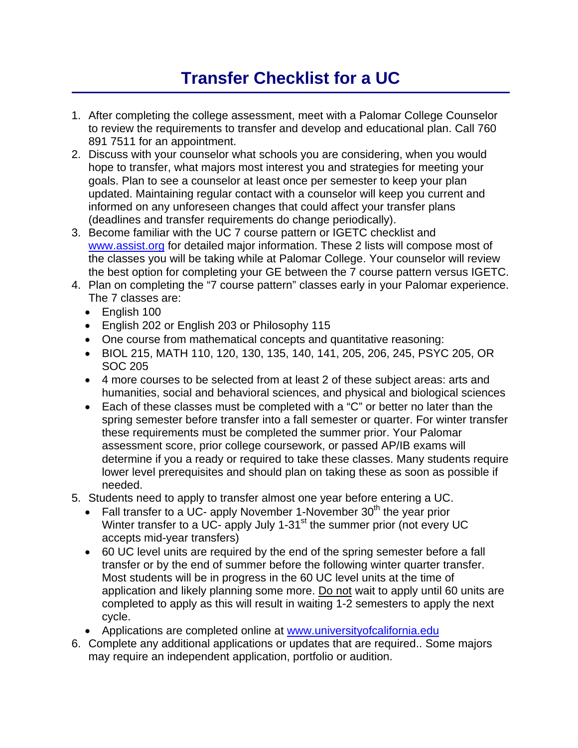# Transfer Checklist for a UC

1. After completing the college assessment, meet with a Palomar College Counselor to review the requirements to transfer and develop and educational plan. Call 760 891 7511 for an appointment.
2. Discuss with your counselor what schools you are considering, when you would hope to transfer, what majors most interest you and strategies for meeting your goals. Plan to see a counselor at least once per semester to keep your plan updated. Maintaining regular contact with a counselor will keep you current and informed on any unforeseen changes that could affect your transfer plans (deadlines and transfer requirements do change periodically).
3. Become familiar with the UC 7 course pattern or IGETC checklist and [www.assist.org](www.assist.org) for detailed major information. These 2 lists will compose most of the classes you will be taking while at Palomar College. Your counselor will review the best option for completing your GE between the 7 course pattern versus IGETC.
4. Plan on completing the "7 course pattern" classes early in your Palomar experience. The 7 classes are:
   - English 100
   - English 202 or English 203 or Philosophy 115
   - One course from mathematical concepts and quantitative reasoning:
   - BIOL 215, MATH 110, 120, 130, 135, 140, 141, 205, 206, 245, PSYC 205, OR SOC 205
   - 4 more courses to be selected from at least 2 of these subject areas: arts and humanities, social and behavioral sciences, and physical and biological sciences
   - Each of these classes must be completed with a "C" or better no later than the spring semester before transfer into a fall semester or quarter. For winter transfer these requirements must be completed the summer prior. Your Palomar assessment score, prior college coursework, or passed AP/IB exams will determine if you a ready or required to take these classes. Many students require lower level prerequisites and should plan on taking these as soon as possible if needed.
5. Students need to apply to transfer almost one year before entering a UC.
   - Fall transfer to a UC- apply November 1-November 30th the year prior
     Winter transfer to a UC- apply July 1-31st the summer prior (not every UC accepts mid-year transfers)
   - 60 UC level units are required by the end of the spring semester before a fall transfer or by the end of summer before the following winter quarter transfer. Most students will be in progress in the 60 UC level units at the time of application and likely planning some more. Do not wait to apply until 60 units are completed to apply as this will result in waiting 1-2 semesters to apply the next cycle.
   - Applications are completed online at [www.universityofcalifornia.edu](www.universityofcalifornia.edu)
6. Complete any additional applications or updates that are required.. Some majors may require an independent application, portfolio or audition.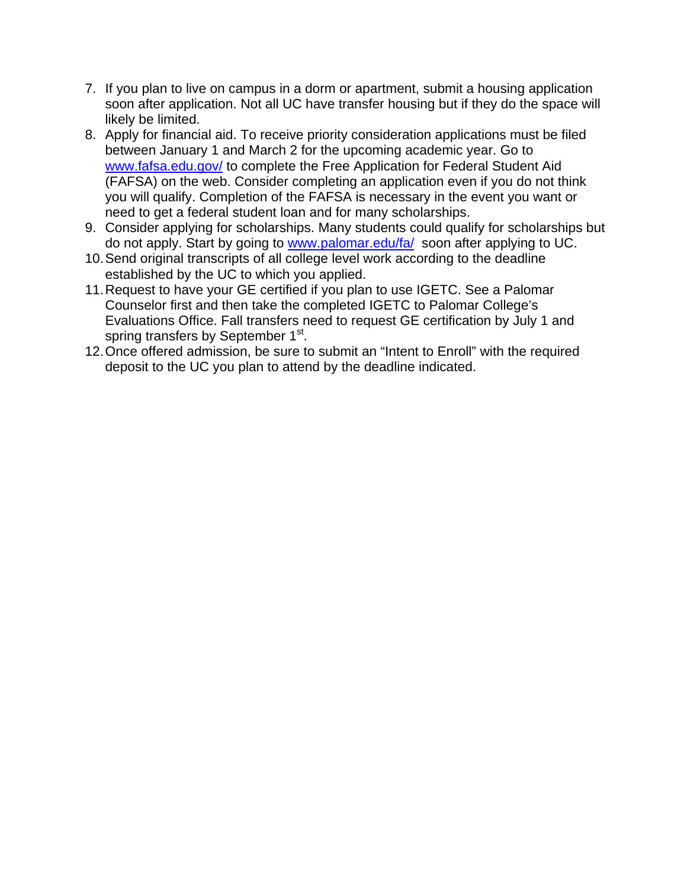7. If you plan to live on campus in a dorm or apartment, submit a housing application soon after application. Not all UC have transfer housing but if they do the space will likely be limited.
8. Apply for financial aid. To receive priority consideration applications must be filed between January 1 and March 2 for the upcoming academic year. Go to www.fafsa.edu.gov/ to complete the Free Application for Federal Student Aid (FAFSA) on the web. Consider completing an application even if you do not think you will qualify. Completion of the FAFSA is necessary in the event you want or need to get a federal student loan and for many scholarships.
9. Consider applying for scholarships. Many students could qualify for scholarships but do not apply. Start by going to www.palomar.edu/fa/ soon after applying to UC.
10. Send original transcripts of all college level work according to the deadline established by the UC to which you applied.
11. Request to have your GE certified if you plan to use IGETC. See a Palomar Counselor first and then take the completed IGETC to Palomar College's Evaluations Office. Fall transfers need to request GE certification by July 1 and spring transfers by September 1st.
12. Once offered admission, be sure to submit an "Intent to Enroll" with the required deposit to the UC you plan to attend by the deadline indicated.